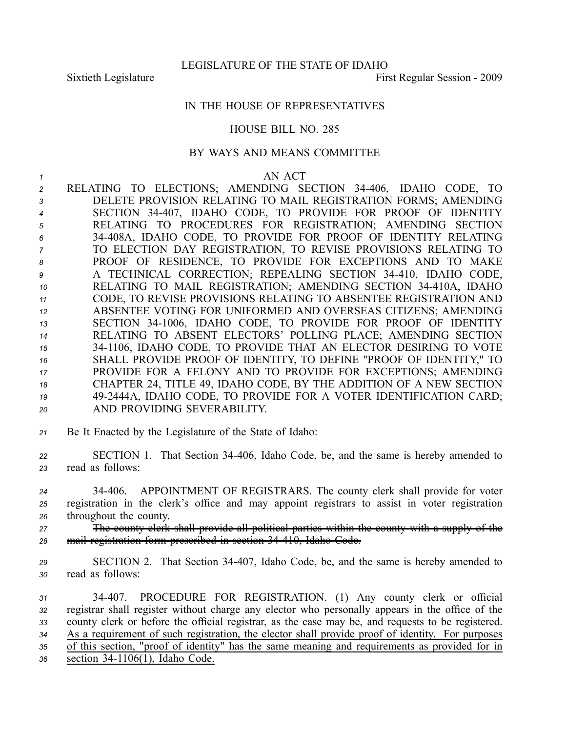LEGISLATURE OF THE STATE OF IDAHO

Sixtieth Legislature — First Regular Session - 2009

# IN THE HOUSE OF REPRESENTATIVES

## HOUSE BILL NO. 285

### BY WAYS AND MEANS COMMITTEE

AN ACT

RELATING TO ELECTIONS; AMENDING SECTION 34-406, IDAHO CODE, TO DELETE PROVISION RELATING TO MAIL REGISTRATION FORMS; AMENDING SECTION 34-407, IDAHO CODE, TO PROVIDE FOR PROOF OF IDENTITY RELATING TO PROCEDURES FOR REGISTRATION; AMENDING SECTION 34-408A, IDAHO CODE, TO PROVIDE FOR PROOF OF IDENTITY RELATING TO ELECTION DAY REGISTRATION, TO REVISE PROVISIONS RELATING TO PROOF OF RESIDENCE, TO PROVIDE FOR EXCEPTIONS AND TO MAKE A TECHNICAL CORRECTION; REPEALING SECTION 34-410, IDAHO CODE, RELATING TO MAIL REGISTRATION; AMENDING SECTION 34-410A, IDAHO CODE, TO REVISE PROVISIONS RELATING TO ABSENTEE REGISTRATION AND ABSENTEE VOTING FOR UNIFORMED AND OVERSEAS CITIZENS; AMENDING SECTION 34-1006, IDAHO CODE, TO PROVIDE FOR PROOF OF IDENTITY RELATING TO ABSENT ELECTORS' POLLING PLACE; AMENDING SECTION 34-1106, IDAHO CODE, TO PROVIDE THAT AN ELECTOR DESIRING TO VOTE SHALL PROVIDE PROOF OF IDENTITY, TO DEFINE "PROOF OF IDENTITY," TO PROVIDE FOR A FELONY AND TO PROVIDE FOR EXCEPTIONS; AMENDING CHAPTER 24, TITLE 49, IDAHO CODE, BY THE ADDITION OF A NEW SECTION 49-2444A, IDAHO CODE, TO PROVIDE FOR A VOTER IDENTIFICATION CARD; AND PROVIDING SEVERABILITY.

Be It Enacted by the Legislature of the State of Idaho:

SECTION 1. That Section 34-406, Idaho Code, be, and the same is hereby amended to read as follows:

34-406. APPOINTMENT OF REGISTRARS. The county clerk shall provide for voter registration in the clerk's office and may appoint registrars to assist in voter registration throughout the county.

~~The county clerk shall provide all political parties within the county with a supply of the mail registration form prescribed in section 34-410, Idaho Code.~~

SECTION 2. That Section 34-407, Idaho Code, be, and the same is hereby amended to read as follows:

34-407. PROCEDURE FOR REGISTRATION. (1) Any county clerk or official registrar shall register without charge any elector who personally appears in the office of the county clerk or before the official registrar, as the case may be, and requests to be registered. <u>As a requirement of such registration, the elector shall provide proof of identity. For purposes of this section, "proof of identity" has the same meaning and requirements as provided for in section 34-1106(1), Idaho Code.</u>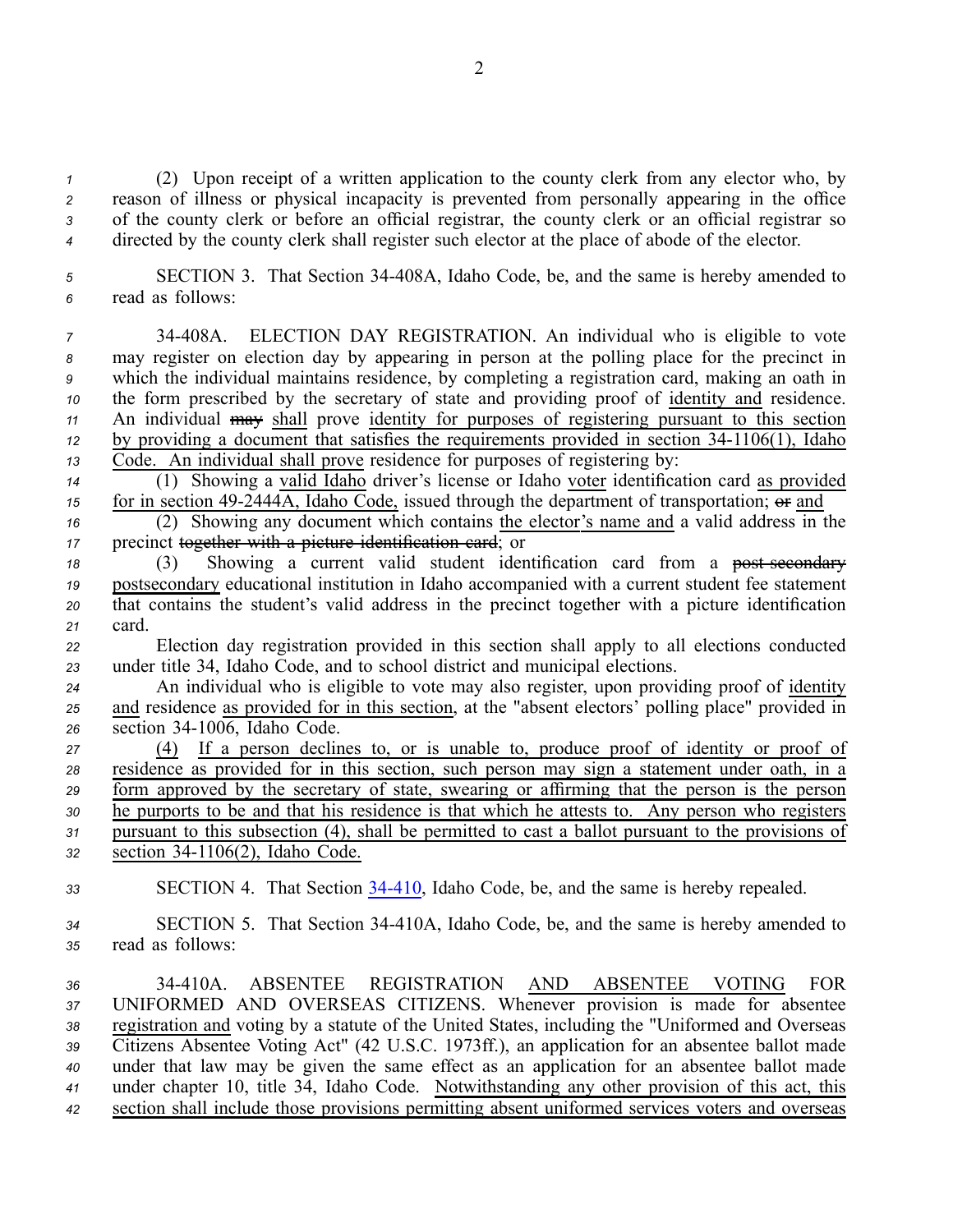(2) Upon receipt of a written application to the county clerk from any elector who, by reason of illness or physical incapacity is prevented from personally appearing in the office of the county clerk or before an official registrar, the county clerk or an official registrar so directed by the county clerk shall register such elector at the place of abode of the elector.

SECTION 3. That Section 34-408A, Idaho Code, be, and the same is hereby amended to read as follows:

34-408A. ELECTION DAY REGISTRATION. An individual who is eligible to vote may register on election day by appearing in person at the polling place for the precinct in which the individual maintains residence, by completing a registration card, making an oath in the form prescribed by the secretary of state and providing proof of <u>identity and</u> residence. An individual ~~may~~ <u>shall</u> prove <u>identity for purposes of registering pursuant to this section by providing a document that satisfies the requirements provided in section 34-1106(1), Idaho Code. An individual shall prove</u> residence for purposes of registering by:

(1) Showing a <u>valid Idaho</u> driver's license or Idaho <u>voter</u> identification card <u>as provided for in section 49-2444A, Idaho Code,</u> issued through the department of transportation; ~~or~~ <u>and</u>

(2) Showing any document which contains <u>the elector's name and</u> a valid address in the precinct ~~together with a picture identification card~~; or

(3) Showing a current valid student identification card from a ~~post secondary~~ <u>postsecondary</u> educational institution in Idaho accompanied with a current student fee statement that contains the student's valid address in the precinct together with a picture identification card.

Election day registration provided in this section shall apply to all elections conducted under title 34, Idaho Code, and to school district and municipal elections.

An individual who is eligible to vote may also register, upon providing proof of <u>identity and</u> residence <u>as provided for in this section</u>, at the "absent electors' polling place" provided in section 34-1006, Idaho Code.

<u>(4) If a person declines to, or is unable to, produce proof of identity or proof of residence as provided for in this section, such person may sign a statement under oath, in a form approved by the secretary of state, swearing or affirming that the person is the person he purports to be and that his residence is that which he attests to. Any person who registers pursuant to this subsection (4), shall be permitted to cast a ballot pursuant to the provisions of section 34-1106(2), Idaho Code.</u>

SECTION 4. That Section 34-410, Idaho Code, be, and the same is hereby repealed.

SECTION 5. That Section 34-410A, Idaho Code, be, and the same is hereby amended to read as follows:

34-410A. ABSENTEE REGISTRATION <u>AND ABSENTEE VOTING</u> FOR UNIFORMED AND OVERSEAS CITIZENS. Whenever provision is made for absentee <u>registration and</u> voting by a statute of the United States, including the "Uniformed and Overseas Citizens Absentee Voting Act" (42 U.S.C. 1973ff.), an application for an absentee ballot made under that law may be given the same effect as an application for an absentee ballot made under chapter 10, title 34, Idaho Code. <u>Notwithstanding any other provision of this act, this section shall include those provisions permitting absent uniformed services voters and overseas</u>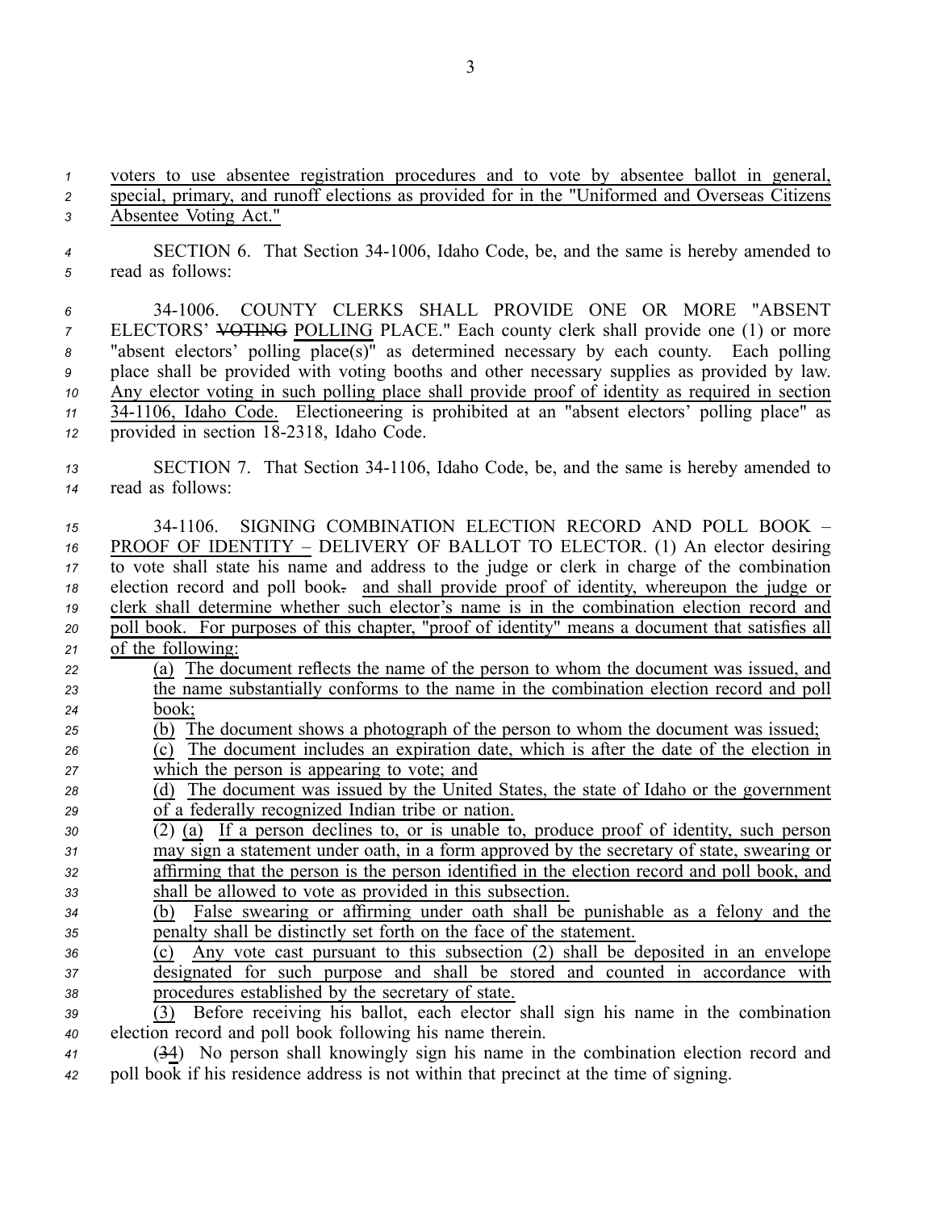voters to use absentee registration procedures and to vote by absentee ballot in general, special, primary, and runoff elections as provided for in the "Uniformed and Overseas Citizens Absentee Voting Act."

SECTION 6. That Section 34-1006, Idaho Code, be, and the same is hereby amended to read as follows:

34-1006. COUNTY CLERKS SHALL PROVIDE ONE OR MORE "ABSENT ELECTORS' ~~VOTING~~ POLLING PLACE." Each county clerk shall provide one (1) or more "absent electors' polling place(s)" as determined necessary by each county. Each polling place shall be provided with voting booths and other necessary supplies as provided by law. Any elector voting in such polling place shall provide proof of identity as required in section 34-1106, Idaho Code. Electioneering is prohibited at an "absent electors' polling place" as provided in section 18-2318, Idaho Code.

SECTION 7. That Section 34-1106, Idaho Code, be, and the same is hereby amended to read as follows:

34-1106. SIGNING COMBINATION ELECTION RECORD AND POLL BOOK – PROOF OF IDENTITY – DELIVERY OF BALLOT TO ELECTOR. (1) An elector desiring to vote shall state his name and address to the judge or clerk in charge of the combination election record and poll book~~.~~ and shall provide proof of identity, whereupon the judge or clerk shall determine whether such elector's name is in the combination election record and poll book. For purposes of this chapter, "proof of identity" means a document that satisfies all of the following:

(a) The document reflects the name of the person to whom the document was issued, and the name substantially conforms to the name in the combination election record and poll book;

(b) The document shows a photograph of the person to whom the document was issued;

(c) The document includes an expiration date, which is after the date of the election in which the person is appearing to vote; and

(d) The document was issued by the United States, the state of Idaho or the government of a federally recognized Indian tribe or nation.

(2) (a) If a person declines to, or is unable to, produce proof of identity, such person may sign a statement under oath, in a form approved by the secretary of state, swearing or affirming that the person is the person identified in the election record and poll book, and shall be allowed to vote as provided in this subsection.

(b) False swearing or affirming under oath shall be punishable as a felony and the penalty shall be distinctly set forth on the face of the statement.

(c) Any vote cast pursuant to this subsection (2) shall be deposited in an envelope designated for such purpose and shall be stored and counted in accordance with procedures established by the secretary of state.

(3) Before receiving his ballot, each elector shall sign his name in the combination election record and poll book following his name therein.

(~~3~~4) No person shall knowingly sign his name in the combination election record and poll book if his residence address is not within that precinct at the time of signing.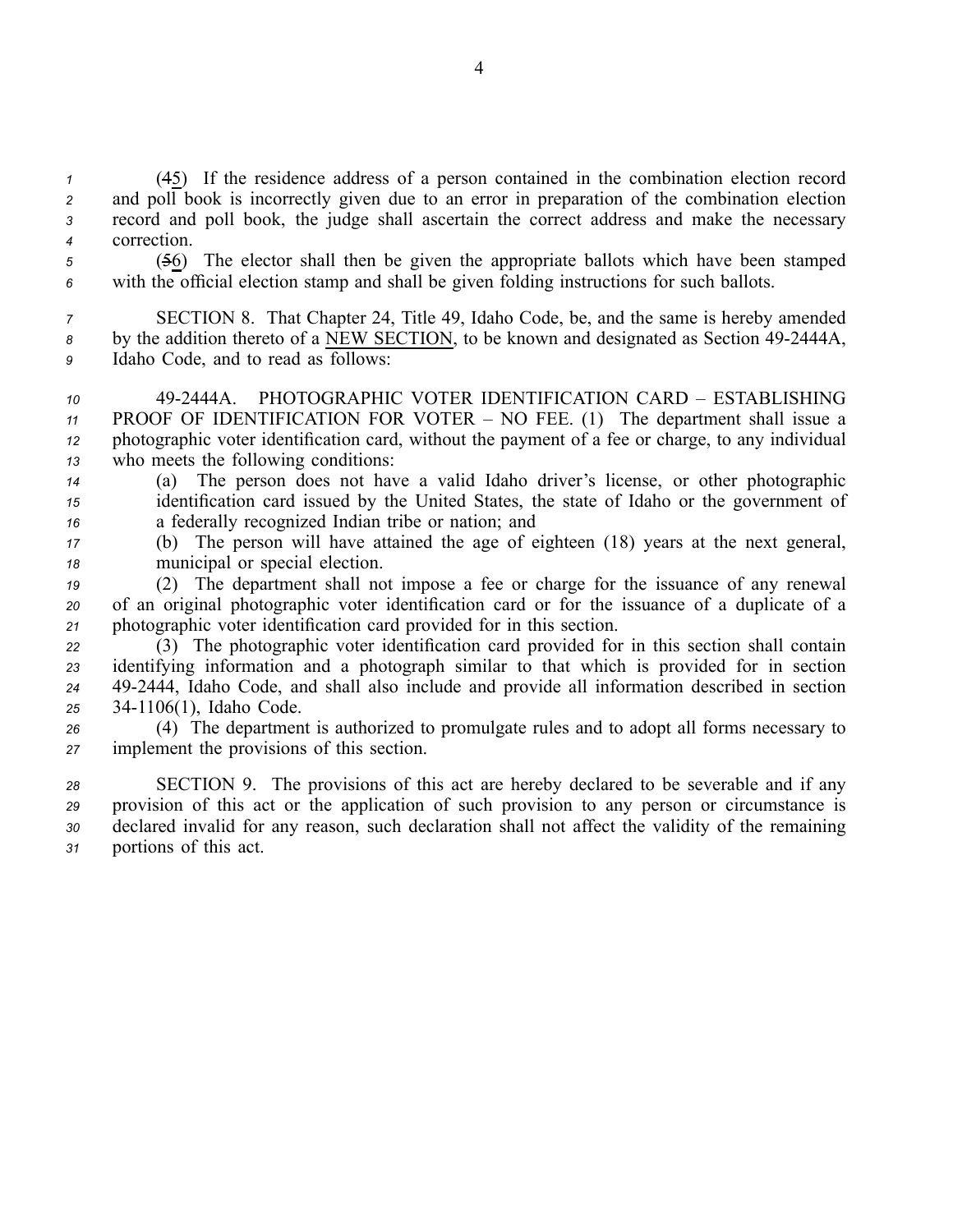(~~4~~5) If the residence address of a person contained in the combination election record and poll book is incorrectly given due to an error in preparation of the combination election record and poll book, the judge shall ascertain the correct address and make the necessary correction.

(~~5~~6) The elector shall then be given the appropriate ballots which have been stamped with the official election stamp and shall be given folding instructions for such ballots.

SECTION 8. That Chapter 24, Title 49, Idaho Code, be, and the same is hereby amended by the addition thereto of a NEW SECTION, to be known and designated as Section 49-2444A, Idaho Code, and to read as follows:

49-2444A. PHOTOGRAPHIC VOTER IDENTIFICATION CARD – ESTABLISHING PROOF OF IDENTIFICATION FOR VOTER – NO FEE. (1) The department shall issue a photographic voter identification card, without the payment of a fee or charge, to any individual who meets the following conditions:

(a) The person does not have a valid Idaho driver's license, or other photographic identification card issued by the United States, the state of Idaho or the government of a federally recognized Indian tribe or nation; and

(b) The person will have attained the age of eighteen (18) years at the next general, municipal or special election.

(2) The department shall not impose a fee or charge for the issuance of any renewal of an original photographic voter identification card or for the issuance of a duplicate of a photographic voter identification card provided for in this section.

(3) The photographic voter identification card provided for in this section shall contain identifying information and a photograph similar to that which is provided for in section 49-2444, Idaho Code, and shall also include and provide all information described in section 34-1106(1), Idaho Code.

(4) The department is authorized to promulgate rules and to adopt all forms necessary to implement the provisions of this section.

SECTION 9. The provisions of this act are hereby declared to be severable and if any provision of this act or the application of such provision to any person or circumstance is declared invalid for any reason, such declaration shall not affect the validity of the remaining portions of this act.